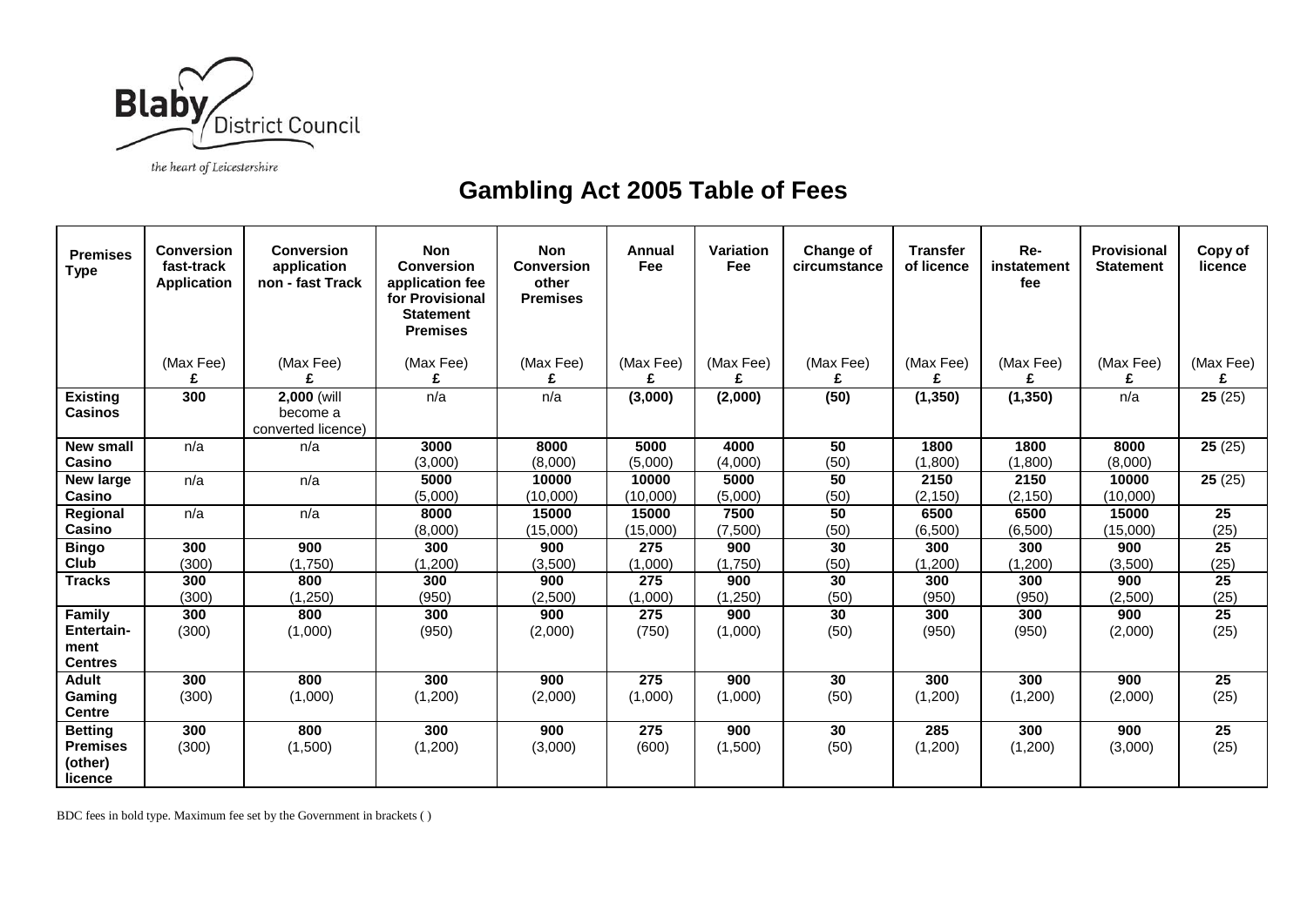Blaby District Council

*the heart of Leicestershire*

# Gambling Act 2005 Table of Fees

| Premises Type | Conversion fast-track Application | Conversion application non - fast Track | Non Conversion application fee for Provisional Statement Premises | Non Conversion other Premises | Annual Fee | Variation Fee | Change of circumstance | Transfer of licence | Re-instatement fee | Provisional Statement | Copy of licence |
|---|---|---|---|---|---|---|---|---|---|---|---|
| | (Max Fee) £ | (Max Fee) £ | (Max Fee) £ | (Max Fee) £ | (Max Fee) £ | (Max Fee) £ | (Max Fee) £ | (Max Fee) £ | (Max Fee) £ | (Max Fee) £ | (Max Fee) £ |
| **Existing Casinos** | **300** | **2,000** (will become a converted licence) | n/a | n/a | **(3,000)** | **(2,000)** | **(50)** | **(1,350)** | **(1,350)** | n/a | **25** (25) |
| **New small Casino** | n/a | n/a | **3000** (3,000) | **8000** (8,000) | **5000** (5,000) | **4000** (4,000) | **50** (50) | **1800** (1,800) | **1800** (1,800) | **8000** (8,000) | **25** (25) |
| **New large Casino** | n/a | n/a | **5000** (5,000) | **10000** (10,000) | **10000** (10,000) | **5000** (5,000) | **50** (50) | **2150** (2,150) | **2150** (2,150) | **10000** (10,000) | **25** (25) |
| **Regional Casino** | n/a | n/a | **8000** (8,000) | **15000** (15,000) | **15000** (15,000) | **7500** (7,500) | **50** (50) | **6500** (6,500) | **6500** (6,500) | **15000** (15,000) | **25** (25) |
| **Bingo Club** | **300** (300) | **900** (1,750) | **300** (1,200) | **900** (3,500) | **275** (1,000) | **900** (1,750) | **30** (50) | **300** (1,200) | **300** (1,200) | **900** (3,500) | **25** (25) |
| **Tracks** | **300** (300) | **800** (1,250) | **300** (950) | **900** (2,500) | **275** (1,000) | **900** (1,250) | **30** (50) | **300** (950) | **300** (950) | **900** (2,500) | **25** (25) |
| **Family Entertain-ment Centres** | **300** (300) | **800** (1,000) | **300** (950) | **900** (2,000) | **275** (750) | **900** (1,000) | **30** (50) | **300** (950) | **300** (950) | **900** (2,000) | **25** (25) |
| **Adult Gaming Centre** | **300** (300) | **800** (1,000) | **300** (1,200) | **900** (2,000) | **275** (1,000) | **900** (1,000) | **30** (50) | **300** (1,200) | **300** (1,200) | **900** (2,000) | **25** (25) |
| **Betting Premises (other) licence** | **300** (300) | **800** (1,500) | **300** (1,200) | **900** (3,000) | **275** (600) | **900** (1,500) | **30** (50) | **285** (1,200) | **300** (1,200) | **900** (3,000) | **25** (25) |

BDC fees in bold type. Maximum fee set by the Government in brackets ( )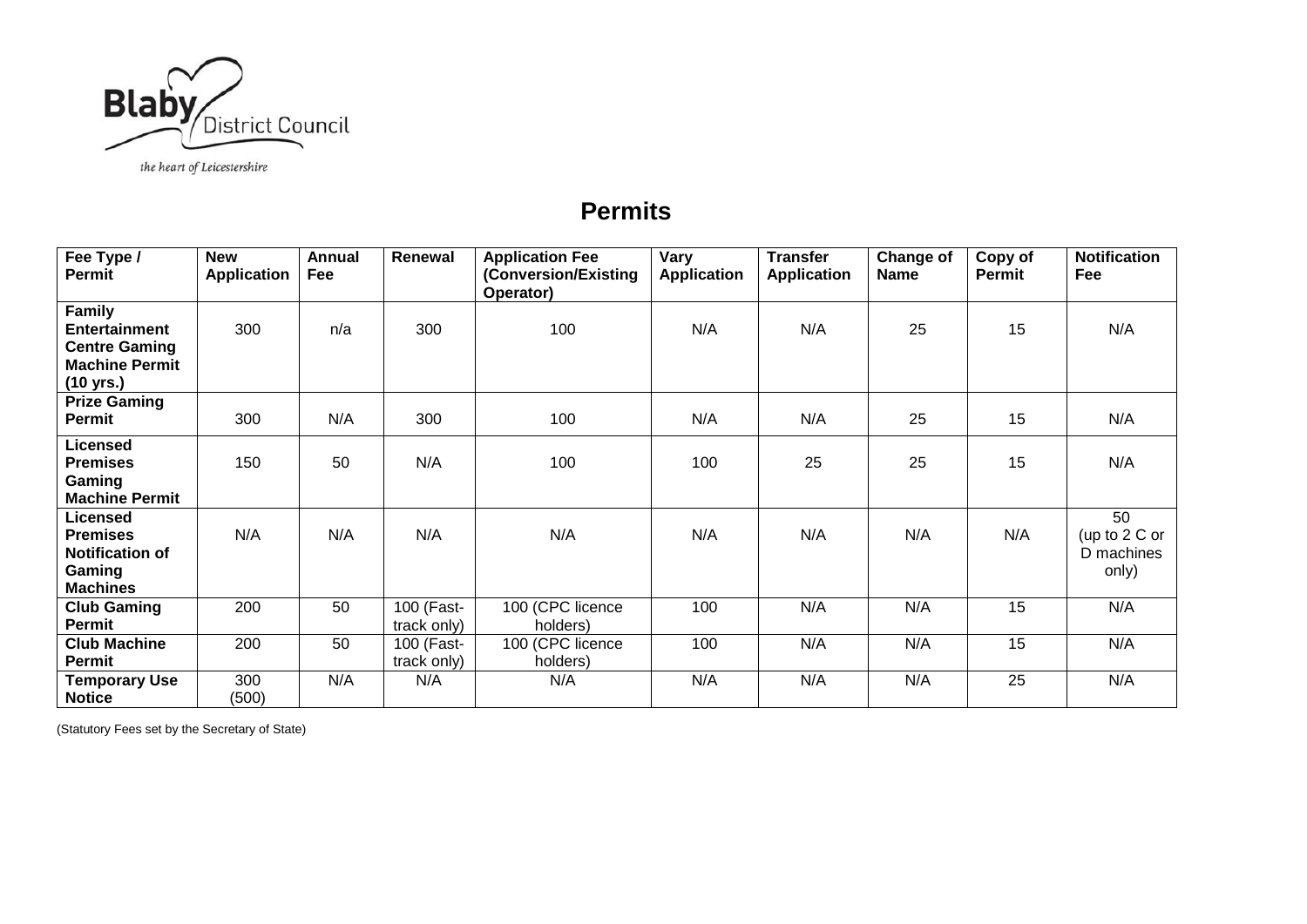Blaby District Council

*the heart of Leicestershire*

# Permits

| Fee Type / Permit | New Application | Annual Fee | Renewal | Application Fee (Conversion/Existing Operator) | Vary Application | Transfer Application | Change of Name | Copy of Permit | Notification Fee |
|---|---|---|---|---|---|---|---|---|---|
| **Family Entertainment Centre Gaming Machine Permit (10 yrs.)** | 300 | n/a | 300 | 100 | N/A | N/A | 25 | 15 | N/A |
| **Prize Gaming Permit** | 300 | N/A | 300 | 100 | N/A | N/A | 25 | 15 | N/A |
| **Licensed Premises Gaming Machine Permit** | 150 | 50 | N/A | 100 | 100 | 25 | 25 | 15 | N/A |
| **Licensed Premises Notification of Gaming Machines** | N/A | N/A | N/A | N/A | N/A | N/A | N/A | N/A | 50 (up to 2 C or D machines only) |
| **Club Gaming Permit** | 200 | 50 | 100 (Fast-track only) | 100 (CPC licence holders) | 100 | N/A | N/A | 15 | N/A |
| **Club Machine Permit** | 200 | 50 | 100 (Fast-track only) | 100 (CPC licence holders) | 100 | N/A | N/A | 15 | N/A |
| **Temporary Use Notice** | 300 (500) | N/A | N/A | N/A | N/A | N/A | N/A | 25 | N/A |

(Statutory Fees set by the Secretary of State)